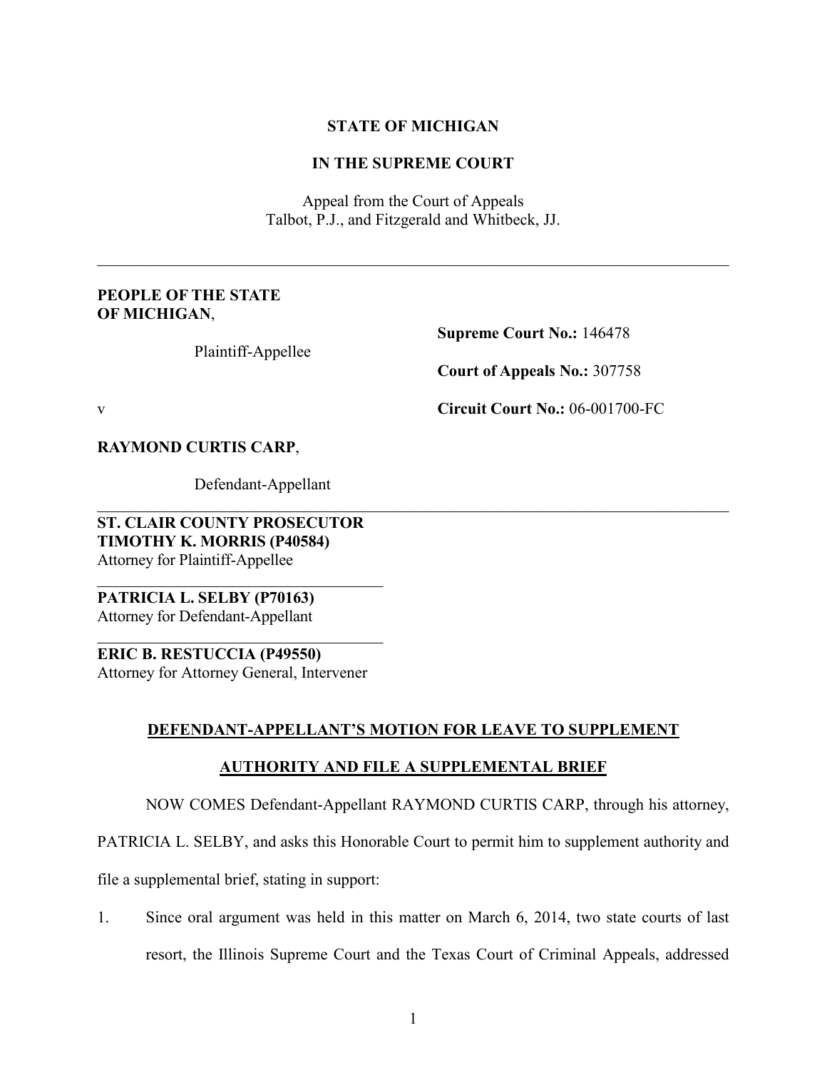**STATE OF MICHIGAN**

**IN THE SUPREME COURT**

Appeal from the Court of Appeals
Talbot, P.J., and Fitzgerald and Whitbeck, JJ.

---

**PEOPLE OF THE STATE OF MICHIGAN**,

Plaintiff-Appellee

v

**RAYMOND CURTIS CARP**,

Defendant-Appellant

**Supreme Court No.:** 146478

**Court of Appeals No.:** 307758

**Circuit Court No.:** 06-001700-FC

---

**ST. CLAIR COUNTY PROSECUTOR**
**TIMOTHY K. MORRIS (P40584)**
Attorney for Plaintiff-Appellee

---

**PATRICIA L. SELBY (P70163)**
Attorney for Defendant-Appellant

---

**ERIC B. RESTUCCIA (P49550)**
Attorney for Attorney General, Intervener

**DEFENDANT-APPELLANT'S MOTION FOR LEAVE TO SUPPLEMENT AUTHORITY AND FILE A SUPPLEMENTAL BRIEF**

NOW COMES Defendant-Appellant RAYMOND CURTIS CARP, through his attorney, PATRICIA L. SELBY, and asks this Honorable Court to permit him to supplement authority and file a supplemental brief, stating in support:

1. Since oral argument was held in this matter on March 6, 2014, two state courts of last resort, the Illinois Supreme Court and the Texas Court of Criminal Appeals, addressed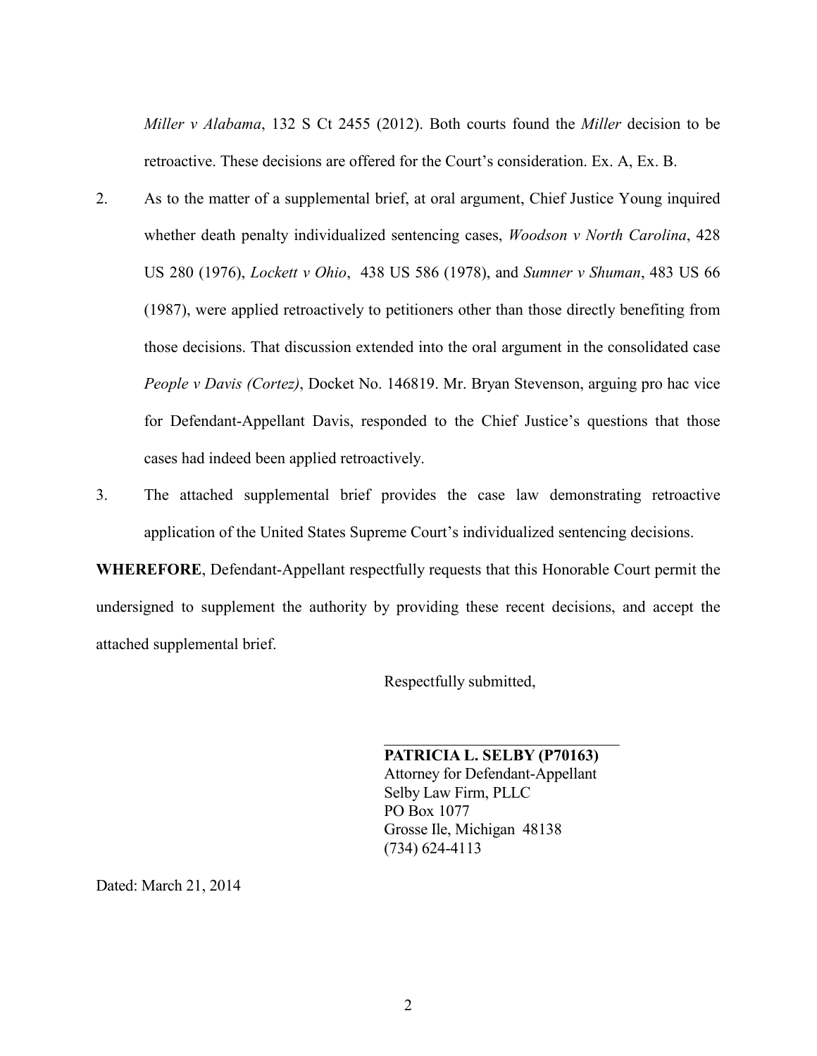*Miller v Alabama*, 132 S Ct 2455 (2012). Both courts found the *Miller* decision to be retroactive. These decisions are offered for the Court's consideration. Ex. A, Ex. B.

2. As to the matter of a supplemental brief, at oral argument, Chief Justice Young inquired whether death penalty individualized sentencing cases, *Woodson v North Carolina*, 428 US 280 (1976), *Lockett v Ohio*, 438 US 586 (1978), and *Sumner v Shuman*, 483 US 66 (1987), were applied retroactively to petitioners other than those directly benefiting from those decisions. That discussion extended into the oral argument in the consolidated case *People v Davis (Cortez)*, Docket No. 146819. Mr. Bryan Stevenson, arguing pro hac vice for Defendant-Appellant Davis, responded to the Chief Justice's questions that those cases had indeed been applied retroactively.

3. The attached supplemental brief provides the case law demonstrating retroactive application of the United States Supreme Court's individualized sentencing decisions.

**WHEREFORE**, Defendant-Appellant respectfully requests that this Honorable Court permit the undersigned to supplement the authority by providing these recent decisions, and accept the attached supplemental brief.

Respectfully submitted,

**PATRICIA L. SELBY (P70163)**
Attorney for Defendant-Appellant
Selby Law Firm, PLLC
PO Box 1077
Grosse Ile, Michigan 48138
(734) 624-4113

Dated: March 21, 2014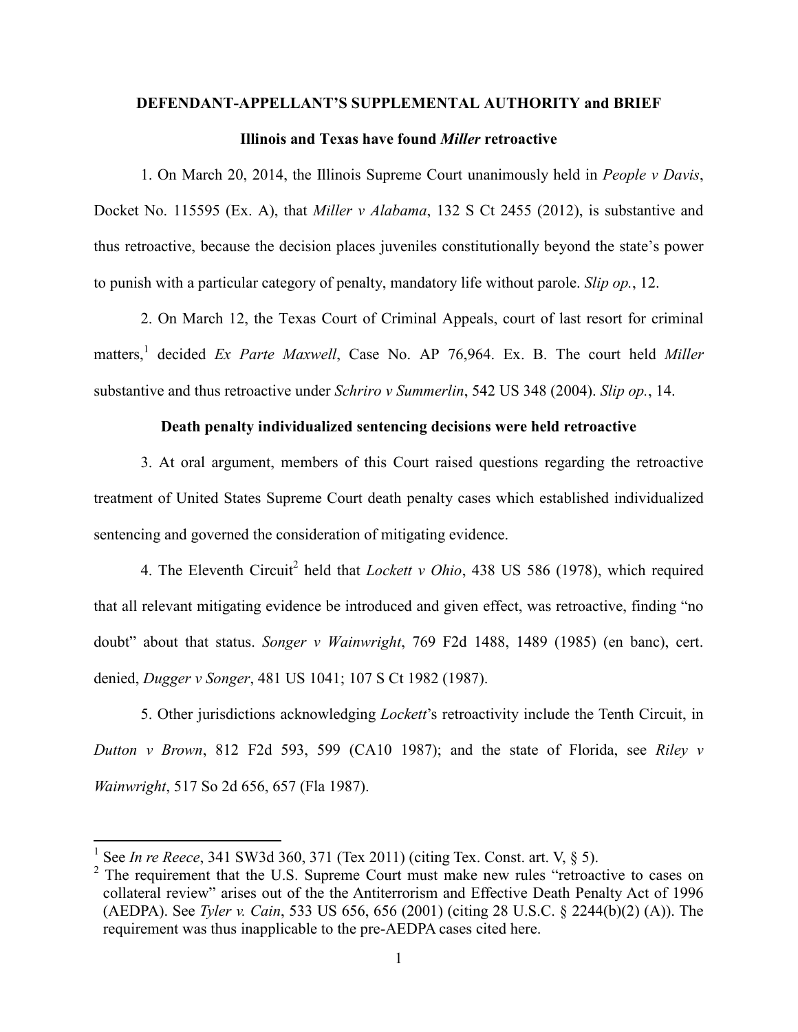**DEFENDANT-APPELLANT'S SUPPLEMENTAL AUTHORITY and BRIEF**

**Illinois and Texas have found *Miller* retroactive**

1. On March 20, 2014, the Illinois Supreme Court unanimously held in *People v Davis*, Docket No. 115595 (Ex. A), that *Miller v Alabama*, 132 S Ct 2455 (2012), is substantive and thus retroactive, because the decision places juveniles constitutionally beyond the state's power to punish with a particular category of penalty, mandatory life without parole. *Slip op.*, 12.

2. On March 12, the Texas Court of Criminal Appeals, court of last resort for criminal matters,[1] decided *Ex Parte Maxwell*, Case No. AP 76,964. Ex. B. The court held *Miller* substantive and thus retroactive under *Schriro v Summerlin*, 542 US 348 (2004). *Slip op.*, 14.

**Death penalty individualized sentencing decisions were held retroactive**

3. At oral argument, members of this Court raised questions regarding the retroactive treatment of United States Supreme Court death penalty cases which established individualized sentencing and governed the consideration of mitigating evidence.

4. The Eleventh Circuit[2] held that *Lockett v Ohio*, 438 US 586 (1978), which required that all relevant mitigating evidence be introduced and given effect, was retroactive, finding "no doubt" about that status. *Songer v Wainwright*, 769 F2d 1488, 1489 (1985) (en banc), cert. denied, *Dugger v Songer*, 481 US 1041; 107 S Ct 1982 (1987).

5. Other jurisdictions acknowledging *Lockett*'s retroactivity include the Tenth Circuit, in *Dutton v Brown*, 812 F2d 593, 599 (CA10 1987); and the state of Florida, see *Riley v Wainwright*, 517 So 2d 656, 657 (Fla 1987).

---

[1] See *In re Reece*, 341 SW3d 360, 371 (Tex 2011) (citing Tex. Const. art. V, § 5).

[2] The requirement that the U.S. Supreme Court must make new rules "retroactive to cases on collateral review" arises out of the the Antiterrorism and Effective Death Penalty Act of 1996 (AEDPA). See *Tyler v. Cain*, 533 US 656, 656 (2001) (citing 28 U.S.C. § 2244(b)(2) (A)). The requirement was thus inapplicable to the pre-AEDPA cases cited here.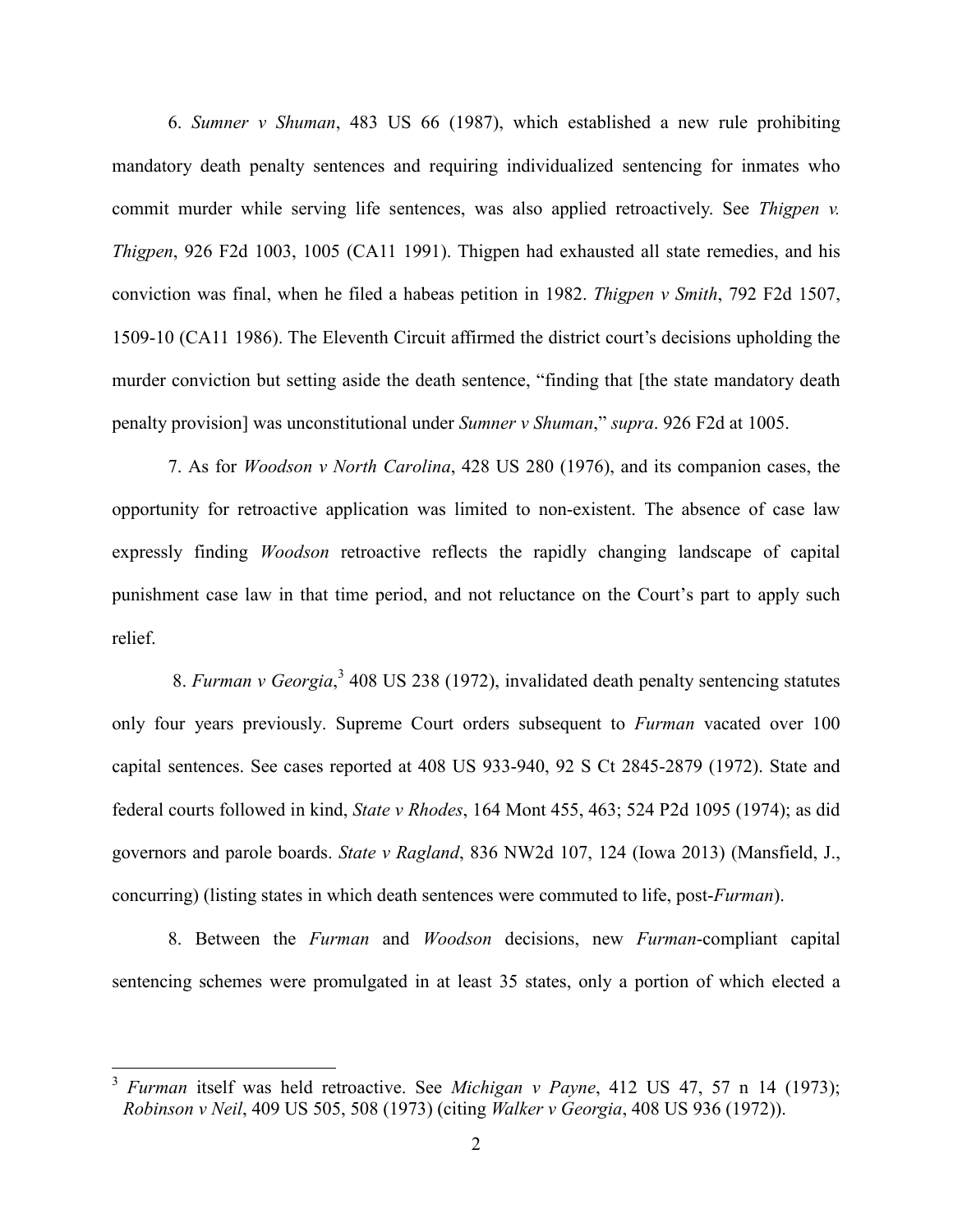6. *Sumner v Shuman*, 483 US 66 (1987), which established a new rule prohibiting mandatory death penalty sentences and requiring individualized sentencing for inmates who commit murder while serving life sentences, was also applied retroactively. See *Thigpen v. Thigpen*, 926 F2d 1003, 1005 (CA11 1991). Thigpen had exhausted all state remedies, and his conviction was final, when he filed a habeas petition in 1982. *Thigpen v Smith*, 792 F2d 1507, 1509-10 (CA11 1986). The Eleventh Circuit affirmed the district court's decisions upholding the murder conviction but setting aside the death sentence, "finding that [the state mandatory death penalty provision] was unconstitutional under *Sumner v Shuman*," *supra*. 926 F2d at 1005.

7. As for *Woodson v North Carolina*, 428 US 280 (1976), and its companion cases, the opportunity for retroactive application was limited to non-existent. The absence of case law expressly finding *Woodson* retroactive reflects the rapidly changing landscape of capital punishment case law in that time period, and not reluctance on the Court's part to apply such relief.

8. *Furman v Georgia*,[3] 408 US 238 (1972), invalidated death penalty sentencing statutes only four years previously. Supreme Court orders subsequent to *Furman* vacated over 100 capital sentences. See cases reported at 408 US 933-940, 92 S Ct 2845-2879 (1972). State and federal courts followed in kind, *State v Rhodes*, 164 Mont 455, 463; 524 P2d 1095 (1974); as did governors and parole boards. *State v Ragland*, 836 NW2d 107, 124 (Iowa 2013) (Mansfield, J., concurring) (listing states in which death sentences were commuted to life, post-*Furman*).

8. Between the *Furman* and *Woodson* decisions, new *Furman*-compliant capital sentencing schemes were promulgated in at least 35 states, only a portion of which elected a

---

[3] *Furman* itself was held retroactive. See *Michigan v Payne*, 412 US 47, 57 n 14 (1973); *Robinson v Neil*, 409 US 505, 508 (1973) (citing *Walker v Georgia*, 408 US 936 (1972)).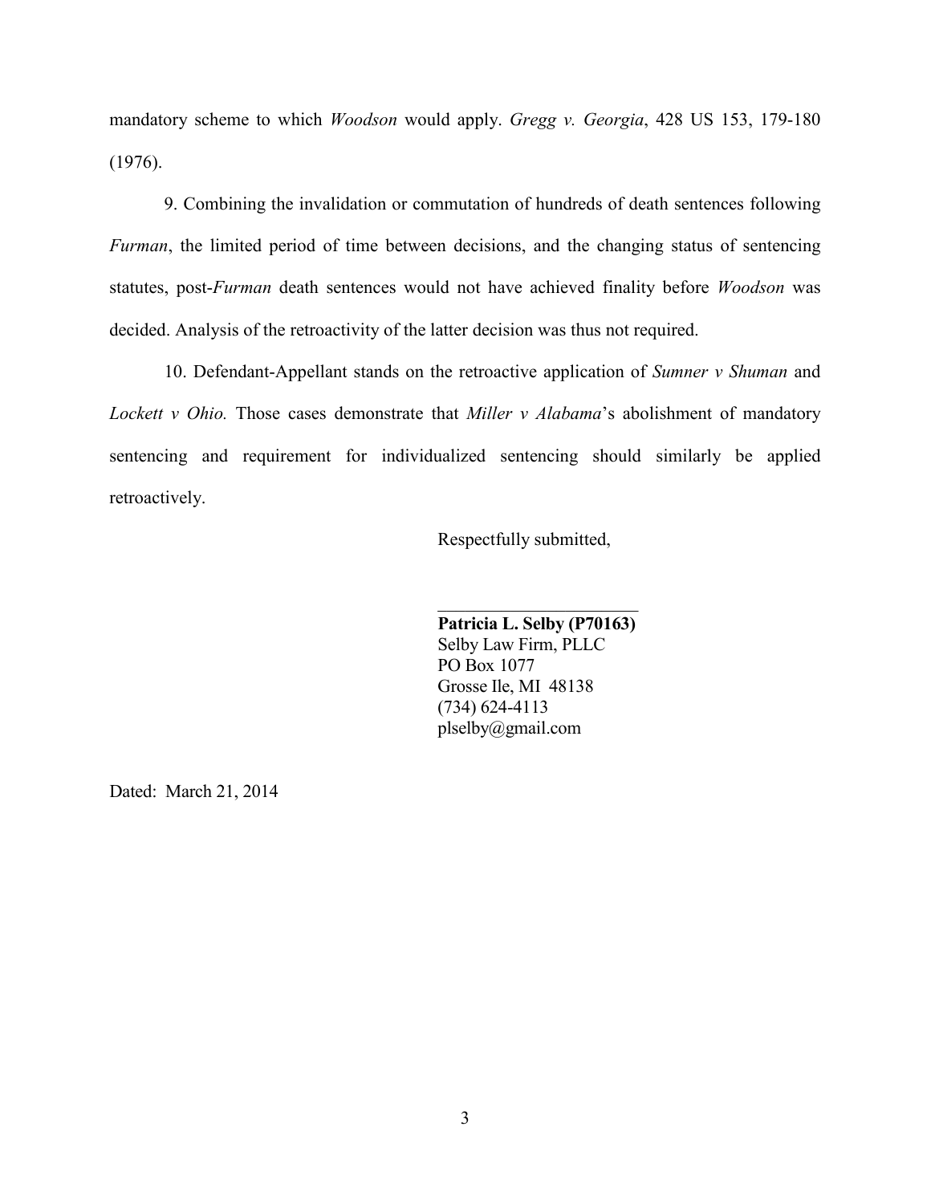mandatory scheme to which *Woodson* would apply. *Gregg v. Georgia*, 428 US 153, 179-180 (1976).

9. Combining the invalidation or commutation of hundreds of death sentences following *Furman*, the limited period of time between decisions, and the changing status of sentencing statutes, post-*Furman* death sentences would not have achieved finality before *Woodson* was decided. Analysis of the retroactivity of the latter decision was thus not required.

10. Defendant-Appellant stands on the retroactive application of *Sumner v Shuman* and *Lockett v Ohio.* Those cases demonstrate that *Miller v Alabama*'s abolishment of mandatory sentencing and requirement for individualized sentencing should similarly be applied retroactively.

Respectfully submitted,

______________________
**Patricia L. Selby (P70163)**
Selby Law Firm, PLLC
PO Box 1077
Grosse Ile, MI 48138
(734) 624-4113
plselby@gmail.com

Dated: March 21, 2014